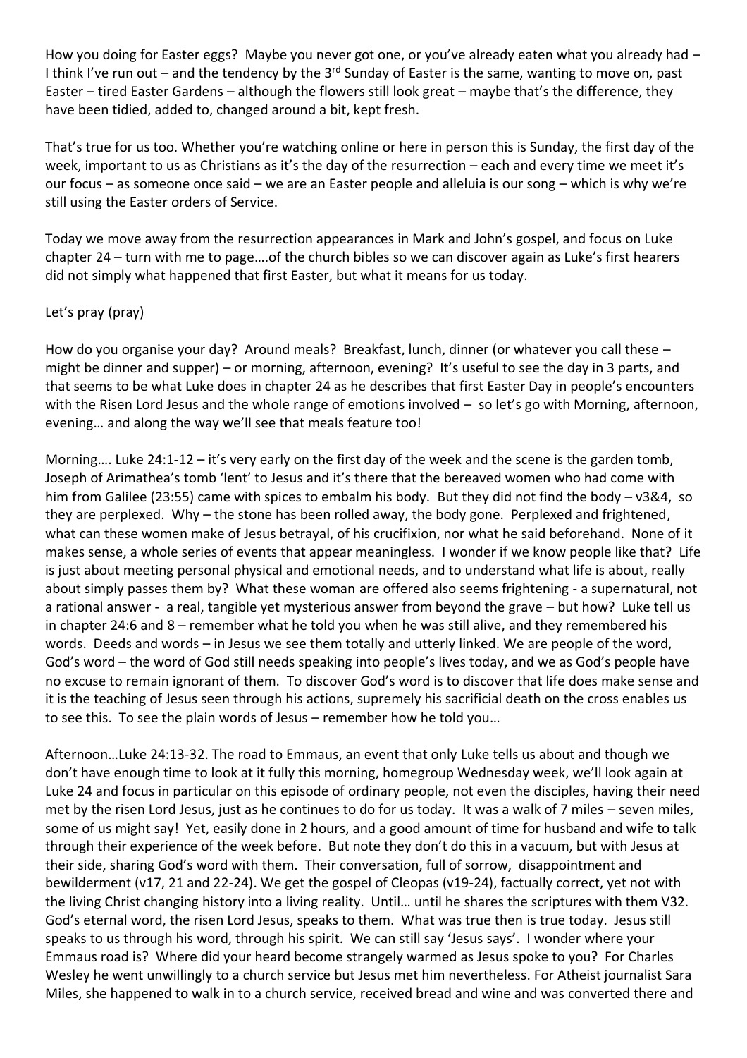How you doing for Easter eggs? Maybe you never got one, or you've already eaten what you already had – I think I've run out – and the tendency by the 3rd Sunday of Easter is the same, wanting to move on, past Easter – tired Easter Gardens – although the flowers still look great – maybe that's the difference, they have been tidied, added to, changed around a bit, kept fresh.

That's true for us too. Whether you're watching online or here in person this is Sunday, the first day of the week, important to us as Christians as it's the day of the resurrection – each and every time we meet it's our focus – as someone once said – we are an Easter people and alleluia is our song – which is why we're still using the Easter orders of Service.

Today we move away from the resurrection appearances in Mark and John's gospel, and focus on Luke chapter 24 – turn with me to page….of the church bibles so we can discover again as Luke's first hearers did not simply what happened that first Easter, but what it means for us today.

Let's pray (pray)

How do you organise your day? Around meals? Breakfast, lunch, dinner (or whatever you call these – might be dinner and supper) – or morning, afternoon, evening? It's useful to see the day in 3 parts, and that seems to be what Luke does in chapter 24 as he describes that first Easter Day in people's encounters with the Risen Lord Jesus and the whole range of emotions involved – so let's go with Morning, afternoon, evening… and along the way we'll see that meals feature too!

Morning…. Luke 24:1-12 – it's very early on the first day of the week and the scene is the garden tomb, Joseph of Arimathea's tomb 'lent' to Jesus and it's there that the bereaved women who had come with him from Galilee (23:55) came with spices to embalm his body. But they did not find the body – v3&4, so they are perplexed. Why – the stone has been rolled away, the body gone. Perplexed and frightened, what can these women make of Jesus betrayal, of his crucifixion, nor what he said beforehand. None of it makes sense, a whole series of events that appear meaningless. I wonder if we know people like that? Life is just about meeting personal physical and emotional needs, and to understand what life is about, really about simply passes them by? What these woman are offered also seems frightening - a supernatural, not a rational answer - a real, tangible yet mysterious answer from beyond the grave – but how? Luke tell us in chapter 24:6 and 8 – remember what he told you when he was still alive, and they remembered his words. Deeds and words – in Jesus we see them totally and utterly linked. We are people of the word, God's word – the word of God still needs speaking into people's lives today, and we as God's people have no excuse to remain ignorant of them. To discover God's word is to discover that life does make sense and it is the teaching of Jesus seen through his actions, supremely his sacrificial death on the cross enables us to see this. To see the plain words of Jesus – remember how he told you…

Afternoon…Luke 24:13-32. The road to Emmaus, an event that only Luke tells us about and though we don't have enough time to look at it fully this morning, homegroup Wednesday week, we'll look again at Luke 24 and focus in particular on this episode of ordinary people, not even the disciples, having their need met by the risen Lord Jesus, just as he continues to do for us today. It was a walk of 7 miles – seven miles, some of us might say! Yet, easily done in 2 hours, and a good amount of time for husband and wife to talk through their experience of the week before. But note they don't do this in a vacuum, but with Jesus at their side, sharing God's word with them. Their conversation, full of sorrow, disappointment and bewilderment (v17, 21 and 22-24). We get the gospel of Cleopas (v19-24), factually correct, yet not with the living Christ changing history into a living reality. Until… until he shares the scriptures with them V32. God's eternal word, the risen Lord Jesus, speaks to them. What was true then is true today. Jesus still speaks to us through his word, through his spirit. We can still say 'Jesus says'. I wonder where your Emmaus road is? Where did your heard become strangely warmed as Jesus spoke to you? For Charles Wesley he went unwillingly to a church service but Jesus met him nevertheless. For Atheist journalist Sara Miles, she happened to walk in to a church service, received bread and wine and was converted there and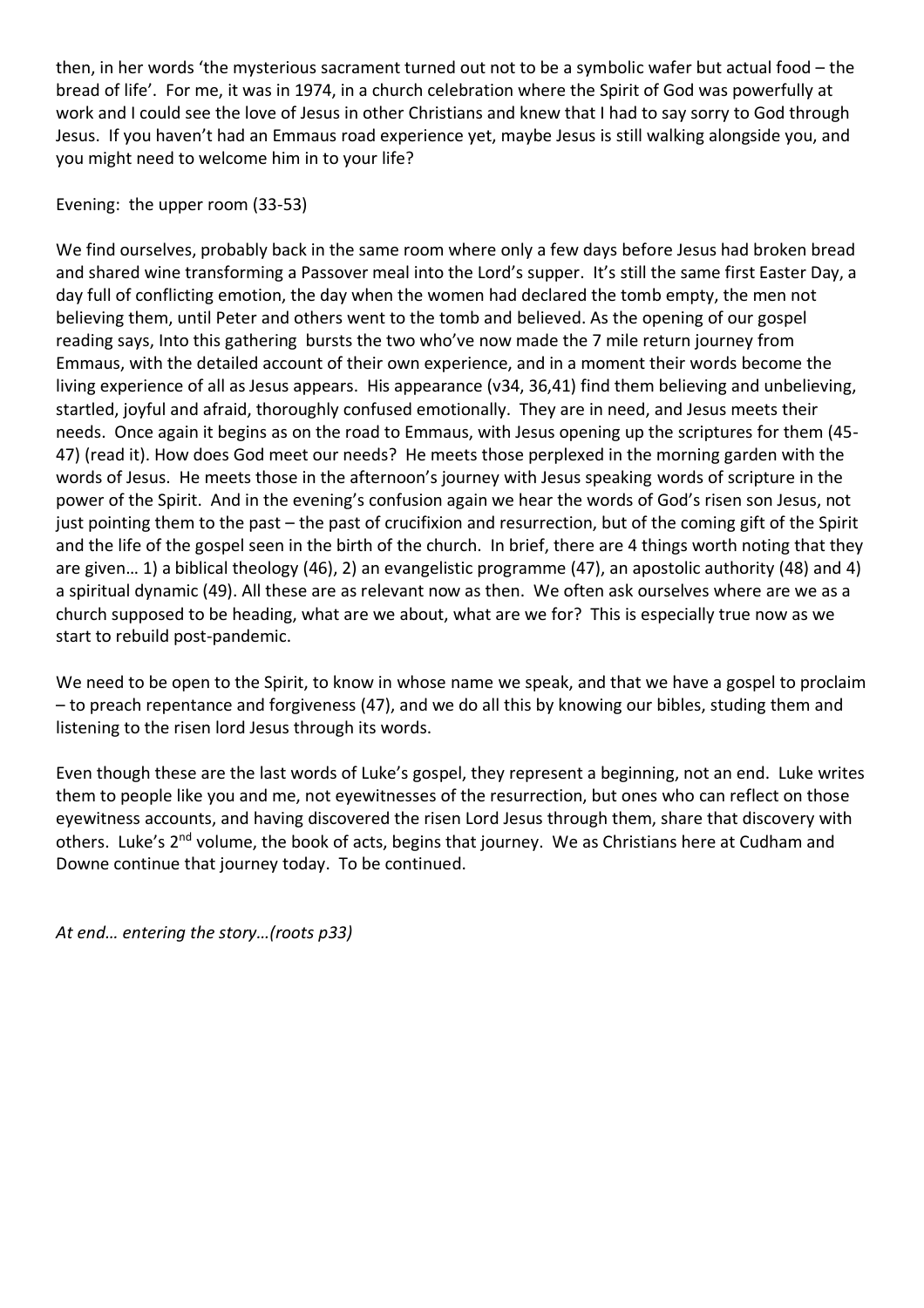then, in her words 'the mysterious sacrament turned out not to be a symbolic wafer but actual food – the bread of life'. For me, it was in 1974, in a church celebration where the Spirit of God was powerfully at work and I could see the love of Jesus in other Christians and knew that I had to say sorry to God through Jesus. If you haven't had an Emmaus road experience yet, maybe Jesus is still walking alongside you, and you might need to welcome him in to your life?

Evening: the upper room (33-53)

We find ourselves, probably back in the same room where only a few days before Jesus had broken bread and shared wine transforming a Passover meal into the Lord's supper. It's still the same first Easter Day, a day full of conflicting emotion, the day when the women had declared the tomb empty, the men not believing them, until Peter and others went to the tomb and believed. As the opening of our gospel reading says, Into this gathering bursts the two who've now made the 7 mile return journey from Emmaus, with the detailed account of their own experience, and in a moment their words become the living experience of all as Jesus appears. His appearance (v34, 36,41) find them believing and unbelieving, startled, joyful and afraid, thoroughly confused emotionally. They are in need, and Jesus meets their needs. Once again it begins as on the road to Emmaus, with Jesus opening up the scriptures for them (45-47) (read it). How does God meet our needs? He meets those perplexed in the morning garden with the words of Jesus. He meets those in the afternoon's journey with Jesus speaking words of scripture in the power of the Spirit. And in the evening's confusion again we hear the words of God's risen son Jesus, not just pointing them to the past – the past of crucifixion and resurrection, but of the coming gift of the Spirit and the life of the gospel seen in the birth of the church. In brief, there are 4 things worth noting that they are given… 1) a biblical theology (46), 2) an evangelistic programme (47), an apostolic authority (48) and 4) a spiritual dynamic (49). All these are as relevant now as then. We often ask ourselves where are we as a church supposed to be heading, what are we about, what are we for? This is especially true now as we start to rebuild post-pandemic.

We need to be open to the Spirit, to know in whose name we speak, and that we have a gospel to proclaim – to preach repentance and forgiveness (47), and we do all this by knowing our bibles, studing them and listening to the risen lord Jesus through its words.

Even though these are the last words of Luke's gospel, they represent a beginning, not an end. Luke writes them to people like you and me, not eyewitnesses of the resurrection, but ones who can reflect on those eyewitness accounts, and having discovered the risen Lord Jesus through them, share that discovery with others. Luke's 2nd volume, the book of acts, begins that journey. We as Christians here at Cudham and Downe continue that journey today. To be continued.

*At end… entering the story…(roots p33)*